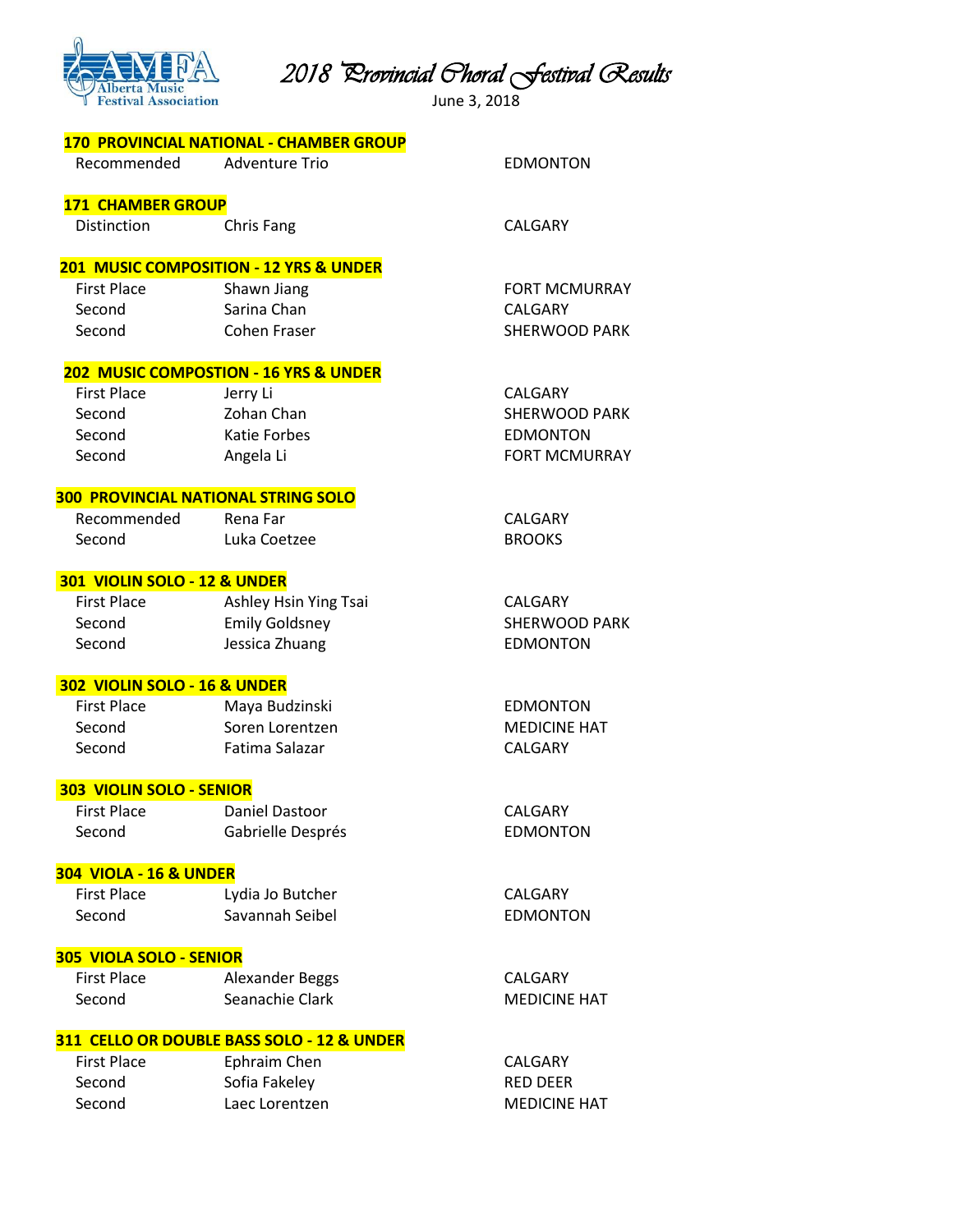Alberta Music Festival Association

# 2018 Provincial Choral Festival Results

June 3, 2018

**170 PROVINCIAL NATIONAL - CHAMBER GROUP**

| | | |
|---|---|---|
| Recommended | Adventure Trio | EDMONTON |

**171 CHAMBER GROUP**

| | | |
|---|---|---|
| Distinction | Chris Fang | CALGARY |

**201 MUSIC COMPOSITION - 12 YRS & UNDER**

| | | |
|---|---|---|
| First Place | Shawn Jiang | FORT MCMURRAY |
| Second | Sarina Chan | CALGARY |
| Second | Cohen Fraser | SHERWOOD PARK |

**202 MUSIC COMPOSTION - 16 YRS & UNDER**

| | | |
|---|---|---|
| First Place | Jerry Li | CALGARY |
| Second | Zohan Chan | SHERWOOD PARK |
| Second | Katie Forbes | EDMONTON |
| Second | Angela Li | FORT MCMURRAY |

**300 PROVINCIAL NATIONAL STRING SOLO**

| | | |
|---|---|---|
| Recommended | Rena Far | CALGARY |
| Second | Luka Coetzee | BROOKS |

**301 VIOLIN SOLO - 12 & UNDER**

| | | |
|---|---|---|
| First Place | Ashley Hsin Ying Tsai | CALGARY |
| Second | Emily Goldsney | SHERWOOD PARK |
| Second | Jessica Zhuang | EDMONTON |

**302 VIOLIN SOLO - 16 & UNDER**

| | | |
|---|---|---|
| First Place | Maya Budzinski | EDMONTON |
| Second | Soren Lorentzen | MEDICINE HAT |
| Second | Fatima Salazar | CALGARY |

**303 VIOLIN SOLO - SENIOR**

| | | |
|---|---|---|
| First Place | Daniel Dastoor | CALGARY |
| Second | Gabrielle Després | EDMONTON |

**304 VIOLA - 16 & UNDER**

| | | |
|---|---|---|
| First Place | Lydia Jo Butcher | CALGARY |
| Second | Savannah Seibel | EDMONTON |

**305 VIOLA SOLO - SENIOR**

| | | |
|---|---|---|
| First Place | Alexander Beggs | CALGARY |
| Second | Seanachie Clark | MEDICINE HAT |

**311 CELLO OR DOUBLE BASS SOLO - 12 & UNDER**

| | | |
|---|---|---|
| First Place | Ephraim Chen | CALGARY |
| Second | Sofia Fakeley | RED DEER |
| Second | Laec Lorentzen | MEDICINE HAT |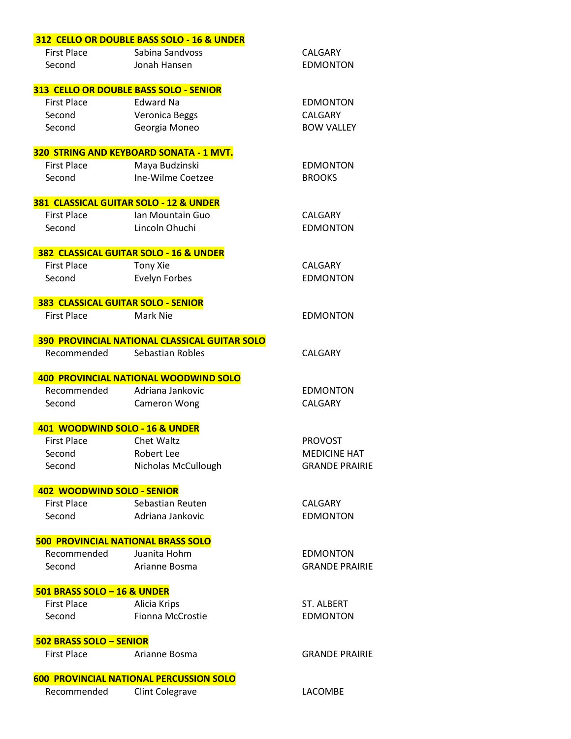**312 CELLO OR DOUBLE BASS SOLO - 16 & UNDER**

| | | |
|---|---|---|
| First Place | Sabina Sandvoss | CALGARY |
| Second | Jonah Hansen | EDMONTON |

**313 CELLO OR DOUBLE BASS SOLO - SENIOR**

| | | |
|---|---|---|
| First Place | Edward Na | EDMONTON |
| Second | Veronica Beggs | CALGARY |
| Second | Georgia Moneo | BOW VALLEY |

**320 STRING AND KEYBOARD SONATA - 1 MVT.**

| | | |
|---|---|---|
| First Place | Maya Budzinski | EDMONTON |
| Second | Ine-Wilme Coetzee | BROOKS |

**381 CLASSICAL GUITAR SOLO - 12 & UNDER**

| | | |
|---|---|---|
| First Place | Ian Mountain Guo | CALGARY |
| Second | Lincoln Ohuchi | EDMONTON |

**382 CLASSICAL GUITAR SOLO - 16 & UNDER**

| | | |
|---|---|---|
| First Place | Tony Xie | CALGARY |
| Second | Evelyn Forbes | EDMONTON |

**383 CLASSICAL GUITAR SOLO - SENIOR**

| | | |
|---|---|---|
| First Place | Mark Nie | EDMONTON |

**390 PROVINCIAL NATIONAL CLASSICAL GUITAR SOLO**

| | | |
|---|---|---|
| Recommended | Sebastian Robles | CALGARY |

**400 PROVINCIAL NATIONAL WOODWIND SOLO**

| | | |
|---|---|---|
| Recommended | Adriana Jankovic | EDMONTON |
| Second | Cameron Wong | CALGARY |

**401 WOODWIND SOLO - 16 & UNDER**

| | | |
|---|---|---|
| First Place | Chet Waltz | PROVOST |
| Second | Robert Lee | MEDICINE HAT |
| Second | Nicholas McCullough | GRANDE PRAIRIE |

**402 WOODWIND SOLO - SENIOR**

| | | |
|---|---|---|
| First Place | Sebastian Reuten | CALGARY |
| Second | Adriana Jankovic | EDMONTON |

**500 PROVINCIAL NATIONAL BRASS SOLO**

| | | |
|---|---|---|
| Recommended | Juanita Hohm | EDMONTON |
| Second | Arianne Bosma | GRANDE PRAIRIE |

**501 BRASS SOLO – 16 & UNDER**

| | | |
|---|---|---|
| First Place | Alicia Krips | ST. ALBERT |
| Second | Fionna McCrostie | EDMONTON |

**502 BRASS SOLO – SENIOR**

| | | |
|---|---|---|
| First Place | Arianne Bosma | GRANDE PRAIRIE |

**600 PROVINCIAL NATIONAL PERCUSSION SOLO**

| | | |
|---|---|---|
| Recommended | Clint Colegrave | LACOMBE |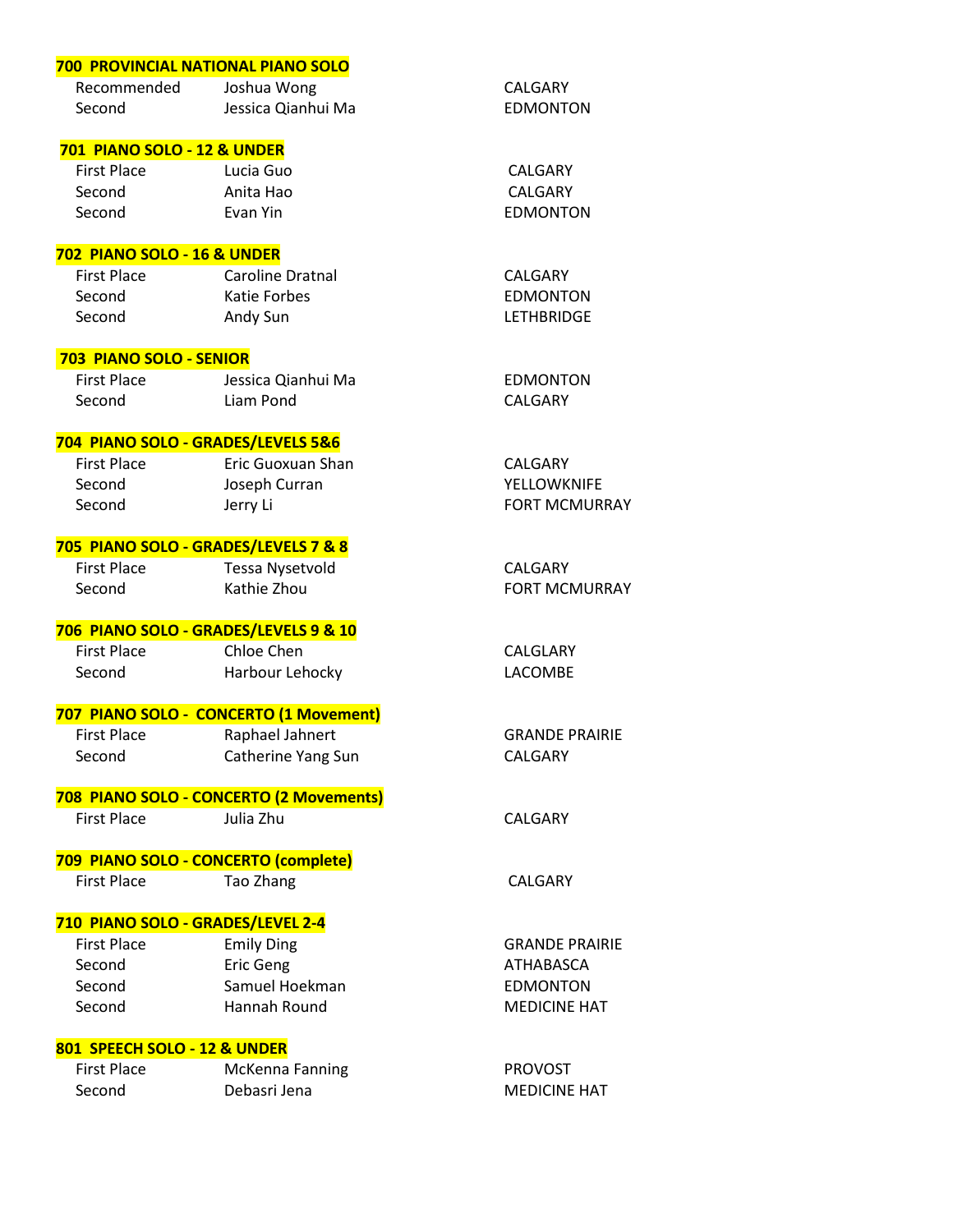**700 PROVINCIAL NATIONAL PIANO SOLO**

| | | |
|---|---|---|
| Recommended | Joshua Wong | CALGARY |
| Second | Jessica Qianhui Ma | EDMONTON |

**701 PIANO SOLO - 12 & UNDER**

| | | |
|---|---|---|
| First Place | Lucia Guo | CALGARY |
| Second | Anita Hao | CALGARY |
| Second | Evan Yin | EDMONTON |

**702 PIANO SOLO - 16 & UNDER**

| | | |
|---|---|---|
| First Place | Caroline Dratnal | CALGARY |
| Second | Katie Forbes | EDMONTON |
| Second | Andy Sun | LETHBRIDGE |

**703 PIANO SOLO - SENIOR**

| | | |
|---|---|---|
| First Place | Jessica Qianhui Ma | EDMONTON |
| Second | Liam Pond | CALGARY |

**704 PIANO SOLO - GRADES/LEVELS 5&6**

| | | |
|---|---|---|
| First Place | Eric Guoxuan Shan | CALGARY |
| Second | Joseph Curran | YELLOWKNIFE |
| Second | Jerry Li | FORT MCMURRAY |

**705 PIANO SOLO - GRADES/LEVELS 7 & 8**

| | | |
|---|---|---|
| First Place | Tessa Nysetvold | CALGARY |
| Second | Kathie Zhou | FORT MCMURRAY |

**706 PIANO SOLO - GRADES/LEVELS 9 & 10**

| | | |
|---|---|---|
| First Place | Chloe Chen | CALGLARY |
| Second | Harbour Lehocky | LACOMBE |

**707 PIANO SOLO - CONCERTO (1 Movement)**

| | | |
|---|---|---|
| First Place | Raphael Jahnert | GRANDE PRAIRIE |
| Second | Catherine Yang Sun | CALGARY |

**708 PIANO SOLO - CONCERTO (2 Movements)**

| | | |
|---|---|---|
| First Place | Julia Zhu | CALGARY |

**709 PIANO SOLO - CONCERTO (complete)**

| | | |
|---|---|---|
| First Place | Tao Zhang | CALGARY |

**710 PIANO SOLO - GRADES/LEVEL 2-4**

| | | |
|---|---|---|
| First Place | Emily Ding | GRANDE PRAIRIE |
| Second | Eric Geng | ATHABASCA |
| Second | Samuel Hoekman | EDMONTON |
| Second | Hannah Round | MEDICINE HAT |

**801 SPEECH SOLO - 12 & UNDER**

| | | |
|---|---|---|
| First Place | McKenna Fanning | PROVOST |
| Second | Debasri Jena | MEDICINE HAT |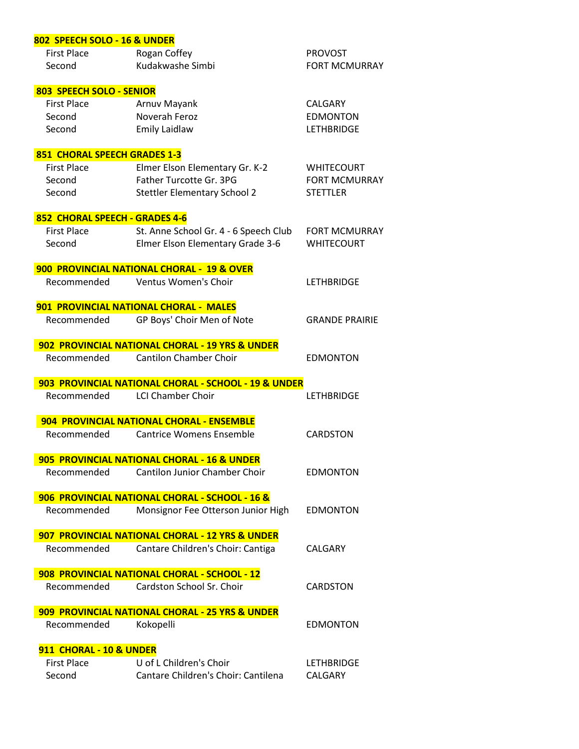**802 SPEECH SOLO - 16 & UNDER**

| | | |
|---|---|---|
| First Place | Rogan Coffey | PROVOST |
| Second | Kudakwashe Simbi | FORT MCMURRAY |

**803 SPEECH SOLO - SENIOR**

| | | |
|---|---|---|
| First Place | Arnuv Mayank | CALGARY |
| Second | Noverah Feroz | EDMONTON |
| Second | Emily Laidlaw | LETHBRIDGE |

**851 CHORAL SPEECH GRADES 1-3**

| | | |
|---|---|---|
| First Place | Elmer Elson Elementary Gr. K-2 | WHITECOURT |
| Second | Father Turcotte Gr. 3PG | FORT MCMURRAY |
| Second | Stettler Elementary School 2 | STETTLER |

**852 CHORAL SPEECH - GRADES 4-6**

| | | |
|---|---|---|
| First Place | St. Anne School Gr. 4 - 6 Speech Club | FORT MCMURRAY |
| Second | Elmer Elson Elementary Grade 3-6 | WHITECOURT |

**900 PROVINCIAL NATIONAL CHORAL - 19 & OVER**

| | | |
|---|---|---|
| Recommended | Ventus Women's Choir | LETHBRIDGE |

**901 PROVINCIAL NATIONAL CHORAL - MALES**

| | | |
|---|---|---|
| Recommended | GP Boys' Choir Men of Note | GRANDE PRAIRIE |

**902 PROVINCIAL NATIONAL CHORAL - 19 YRS & UNDER**

| | | |
|---|---|---|
| Recommended | Cantilon Chamber Choir | EDMONTON |

**903 PROVINCIAL NATIONAL CHORAL - SCHOOL - 19 & UNDER**

| | | |
|---|---|---|
| Recommended | LCI Chamber Choir | LETHBRIDGE |

**904 PROVINCIAL NATIONAL CHORAL - ENSEMBLE**

| | | |
|---|---|---|
| Recommended | Cantrice Womens Ensemble | CARDSTON |

**905 PROVINCIAL NATIONAL CHORAL - 16 & UNDER**

| | | |
|---|---|---|
| Recommended | Cantilon Junior Chamber Choir | EDMONTON |

**906 PROVINCIAL NATIONAL CHORAL - SCHOOL - 16 &**

| | | |
|---|---|---|
| Recommended | Monsignor Fee Otterson Junior High | EDMONTON |

**907 PROVINCIAL NATIONAL CHORAL - 12 YRS & UNDER**

| | | |
|---|---|---|
| Recommended | Cantare Children's Choir: Cantiga | CALGARY |

**908 PROVINCIAL NATIONAL CHORAL - SCHOOL - 12**

| | | |
|---|---|---|
| Recommended | Cardston School Sr. Choir | CARDSTON |

**909 PROVINCIAL NATIONAL CHORAL - 25 YRS & UNDER**

| | | |
|---|---|---|
| Recommended | Kokopelli | EDMONTON |

**911 CHORAL - 10 & UNDER**

| | | |
|---|---|---|
| First Place | U of L Children's Choir | LETHBRIDGE |
| Second | Cantare Children's Choir: Cantilena | CALGARY |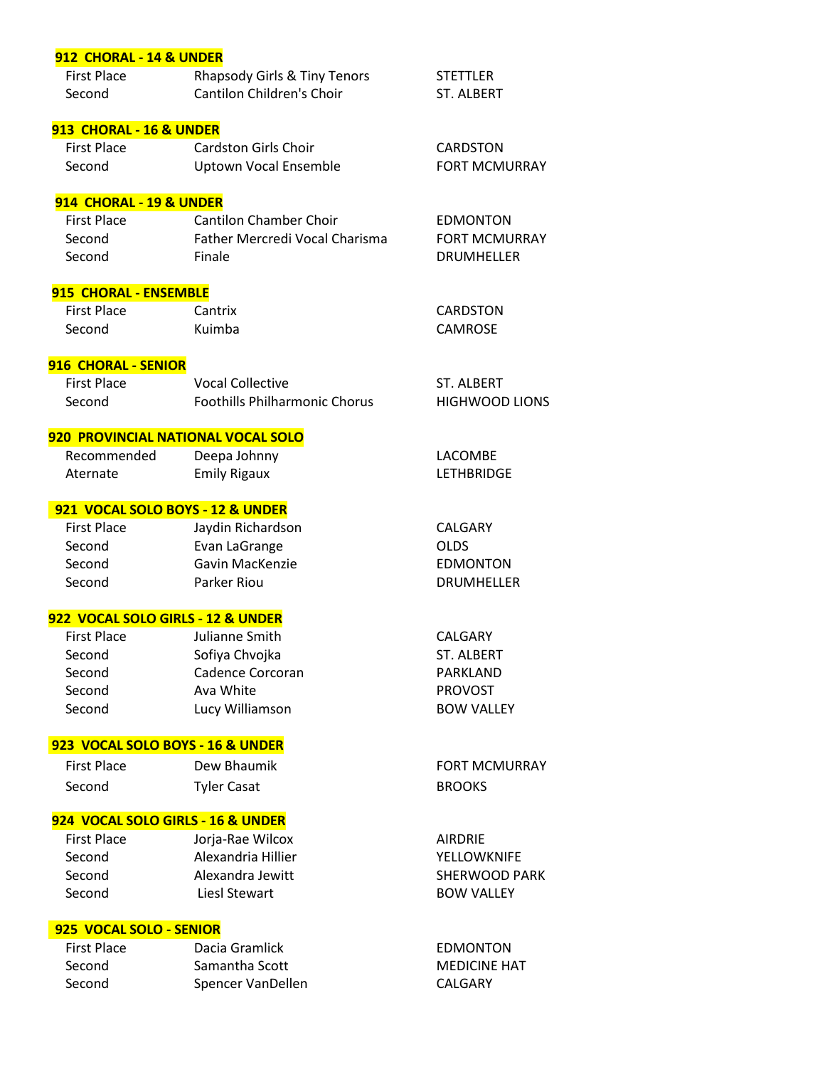**912 CHORAL - 14 & UNDER**

| | | |
|---|---|---|
| First Place | Rhapsody Girls & Tiny Tenors | STETTLER |
| Second | Cantilon Children's Choir | ST. ALBERT |

**913 CHORAL - 16 & UNDER**

| | | |
|---|---|---|
| First Place | Cardston Girls Choir | CARDSTON |
| Second | Uptown Vocal Ensemble | FORT MCMURRAY |

**914 CHORAL - 19 & UNDER**

| | | |
|---|---|---|
| First Place | Cantilon Chamber Choir | EDMONTON |
| Second | Father Mercredi Vocal Charisma | FORT MCMURRAY |
| Second | Finale | DRUMHELLER |

**915 CHORAL - ENSEMBLE**

| | | |
|---|---|---|
| First Place | Cantrix | CARDSTON |
| Second | Kuimba | CAMROSE |

**916 CHORAL - SENIOR**

| | | |
|---|---|---|
| First Place | Vocal Collective | ST. ALBERT |
| Second | Foothills Philharmonic Chorus | HIGHWOOD LIONS |

**920 PROVINCIAL NATIONAL VOCAL SOLO**

| | | |
|---|---|---|
| Recommended | Deepa Johnny | LACOMBE |
| Aternate | Emily Rigaux | LETHBRIDGE |

**921 VOCAL SOLO BOYS - 12 & UNDER**

| | | |
|---|---|---|
| First Place | Jaydin Richardson | CALGARY |
| Second | Evan LaGrange | OLDS |
| Second | Gavin MacKenzie | EDMONTON |
| Second | Parker Riou | DRUMHELLER |

**922 VOCAL SOLO GIRLS - 12 & UNDER**

| | | |
|---|---|---|
| First Place | Julianne Smith | CALGARY |
| Second | Sofiya Chvojka | ST. ALBERT |
| Second | Cadence Corcoran | PARKLAND |
| Second | Ava White | PROVOST |
| Second | Lucy Williamson | BOW VALLEY |

**923 VOCAL SOLO BOYS - 16 & UNDER**

| | | |
|---|---|---|
| First Place | Dew Bhaumik | FORT MCMURRAY |
| Second | Tyler Casat | BROOKS |

**924 VOCAL SOLO GIRLS - 16 & UNDER**

| | | |
|---|---|---|
| First Place | Jorja-Rae Wilcox | AIRDRIE |
| Second | Alexandria Hillier | YELLOWKNIFE |
| Second | Alexandra Jewitt | SHERWOOD PARK |
| Second | Liesl Stewart | BOW VALLEY |

**925 VOCAL SOLO - SENIOR**

| | | |
|---|---|---|
| First Place | Dacia Gramlick | EDMONTON |
| Second | Samantha Scott | MEDICINE HAT |
| Second | Spencer VanDellen | CALGARY |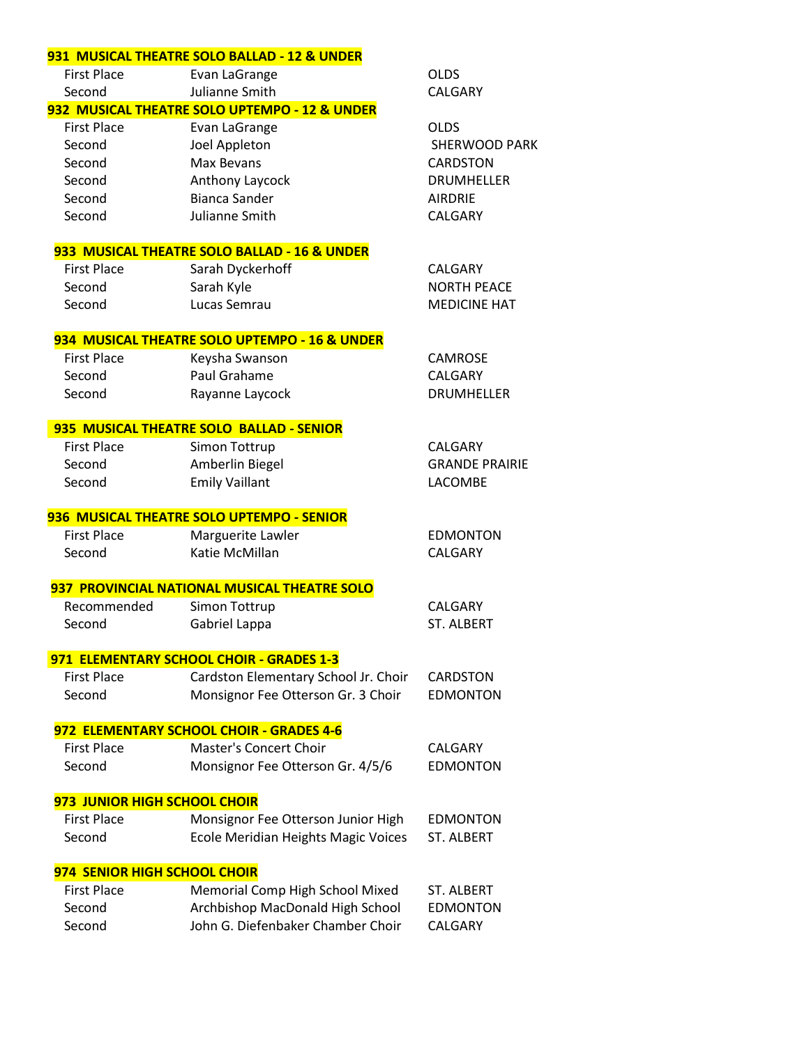**931 MUSICAL THEATRE SOLO BALLAD - 12 & UNDER**

| | | |
|---|---|---|
| First Place | Evan LaGrange | OLDS |
| Second | Julianne Smith | CALGARY |

**932 MUSICAL THEATRE SOLO UPTEMPO - 12 & UNDER**

| | | |
|---|---|---|
| First Place | Evan LaGrange | OLDS |
| Second | Joel Appleton | SHERWOOD PARK |
| Second | Max Bevans | CARDSTON |
| Second | Anthony Laycock | DRUMHELLER |
| Second | Bianca Sander | AIRDRIE |
| Second | Julianne Smith | CALGARY |

**933 MUSICAL THEATRE SOLO BALLAD - 16 & UNDER**

| | | |
|---|---|---|
| First Place | Sarah Dyckerhoff | CALGARY |
| Second | Sarah Kyle | NORTH PEACE |
| Second | Lucas Semrau | MEDICINE HAT |

**934 MUSICAL THEATRE SOLO UPTEMPO - 16 & UNDER**

| | | |
|---|---|---|
| First Place | Keysha Swanson | CAMROSE |
| Second | Paul Grahame | CALGARY |
| Second | Rayanne Laycock | DRUMHELLER |

**935 MUSICAL THEATRE SOLO BALLAD - SENIOR**

| | | |
|---|---|---|
| First Place | Simon Tottrup | CALGARY |
| Second | Amberlin Biegel | GRANDE PRAIRIE |
| Second | Emily Vaillant | LACOMBE |

**936 MUSICAL THEATRE SOLO UPTEMPO - SENIOR**

| | | |
|---|---|---|
| First Place | Marguerite Lawler | EDMONTON |
| Second | Katie McMillan | CALGARY |

**937 PROVINCIAL NATIONAL MUSICAL THEATRE SOLO**

| | | |
|---|---|---|
| Recommended | Simon Tottrup | CALGARY |
| Second | Gabriel Lappa | ST. ALBERT |

**971 ELEMENTARY SCHOOL CHOIR - GRADES 1-3**

| | | |
|---|---|---|
| First Place | Cardston Elementary School Jr. Choir | CARDSTON |
| Second | Monsignor Fee Otterson Gr. 3 Choir | EDMONTON |

**972 ELEMENTARY SCHOOL CHOIR - GRADES 4-6**

| | | |
|---|---|---|
| First Place | Master's Concert Choir | CALGARY |
| Second | Monsignor Fee Otterson Gr. 4/5/6 | EDMONTON |

**973 JUNIOR HIGH SCHOOL CHOIR**

| | | |
|---|---|---|
| First Place | Monsignor Fee Otterson Junior High | EDMONTON |
| Second | Ecole Meridian Heights Magic Voices | ST. ALBERT |

**974 SENIOR HIGH SCHOOL CHOIR**

| | | |
|---|---|---|
| First Place | Memorial Comp High School Mixed | ST. ALBERT |
| Second | Archbishop MacDonald High School | EDMONTON |
| Second | John G. Diefenbaker Chamber Choir | CALGARY |